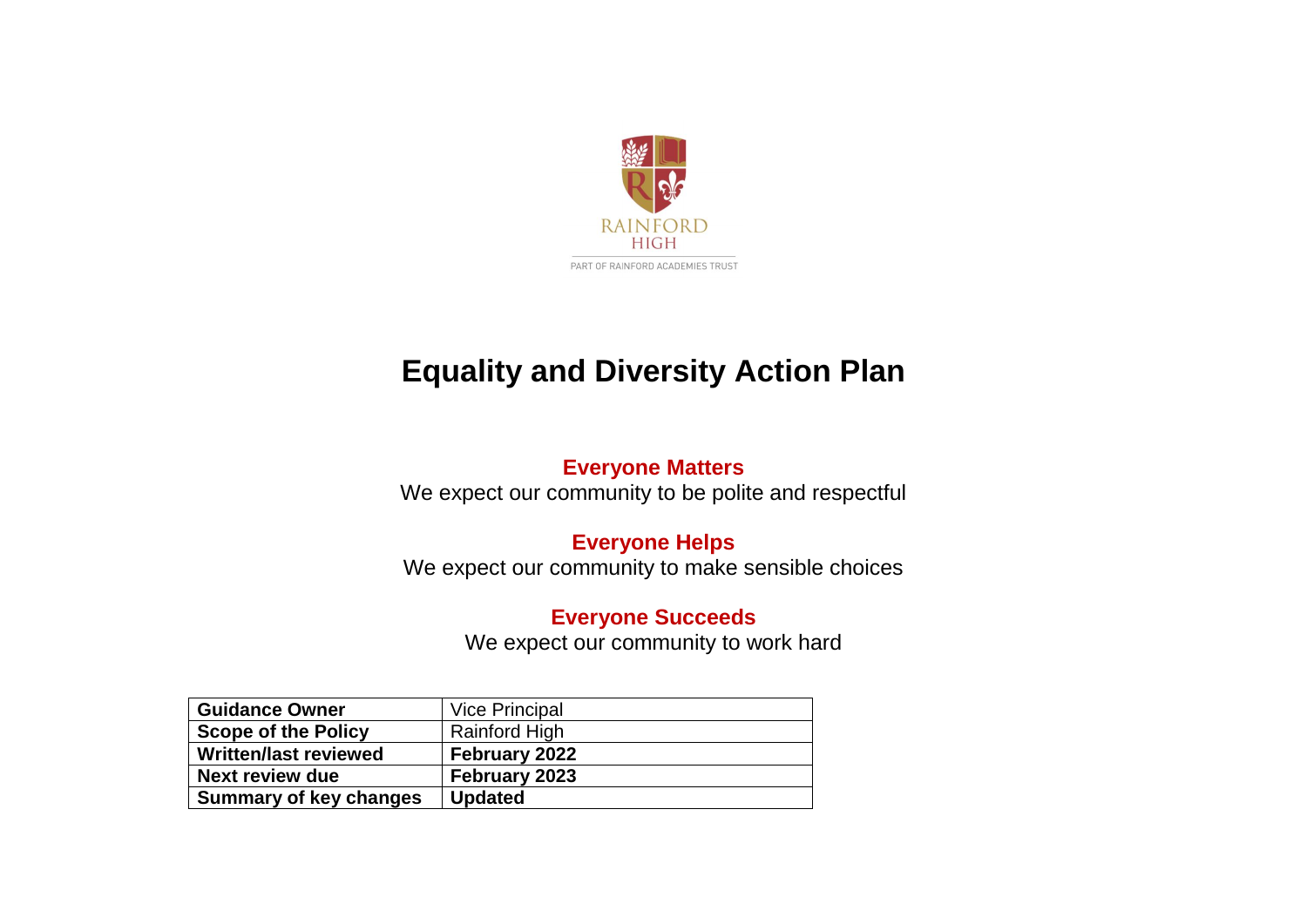RAINFORD HIGH

PART OF RAINFORD ACADEMIES TRUST

# Equality and Diversity Action Plan

**Everyone Matters**
We expect our community to be polite and respectful

**Everyone Helps**
We expect our community to make sensible choices

**Everyone Succeeds**
We expect our community to work hard

| **Guidance Owner** | Vice Principal |
| --- | --- |
| **Scope of the Policy** | Rainford High |
| **Written/last reviewed** | **February 2022** |
| **Next review due** | **February 2023** |
| **Summary of key changes** | **Updated** |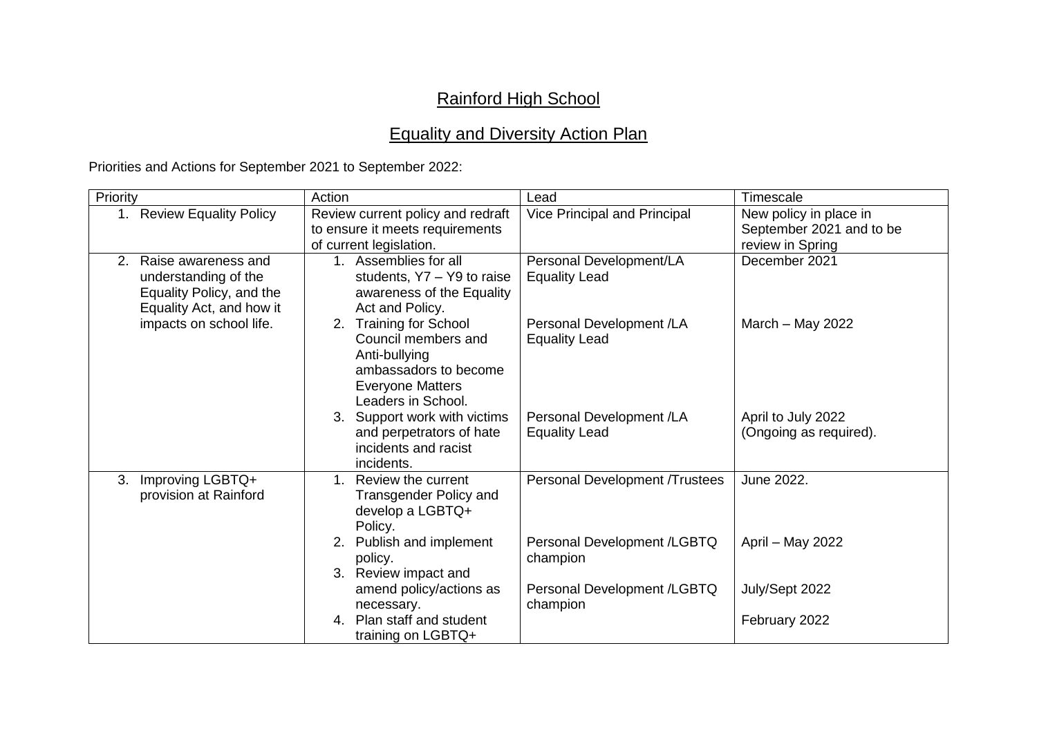# Rainford High School

## Equality and Diversity Action Plan

Priorities and Actions for September 2021 to September 2022:

| Priority | Action | Lead | Timescale |
|---|---|---|---|
| 1. Review Equality Policy | Review current policy and redraft to ensure it meets requirements of current legislation. | Vice Principal and Principal | New policy in place in September 2021 and to be review in Spring |
| 2. Raise awareness and understanding of the Equality Policy, and the Equality Act, and how it impacts on school life. | 1. Assemblies for all students, Y7 – Y9 to raise awareness of the Equality Act and Policy. | Personal Development/LA Equality Lead | December 2021 |
| | 2. Training for School Council members and Anti-bullying ambassadors to become Everyone Matters Leaders in School. | Personal Development /LA Equality Lead | March – May 2022 |
| | 3. Support work with victims and perpetrators of hate incidents and racist incidents. | Personal Development /LA Equality Lead | April to July 2022 (Ongoing as required). |
| 3. Improving LGBTQ+ provision at Rainford | 1. Review the current Transgender Policy and develop a LGBTQ+ Policy. | Personal Development /Trustees | June 2022. |
| | 2. Publish and implement policy. | Personal Development /LGBTQ champion | April – May 2022 |
| | 3. Review impact and amend policy/actions as necessary. | Personal Development /LGBTQ champion | July/Sept 2022 |
| | 4. Plan staff and student training on LGBTQ+ | | February 2022 |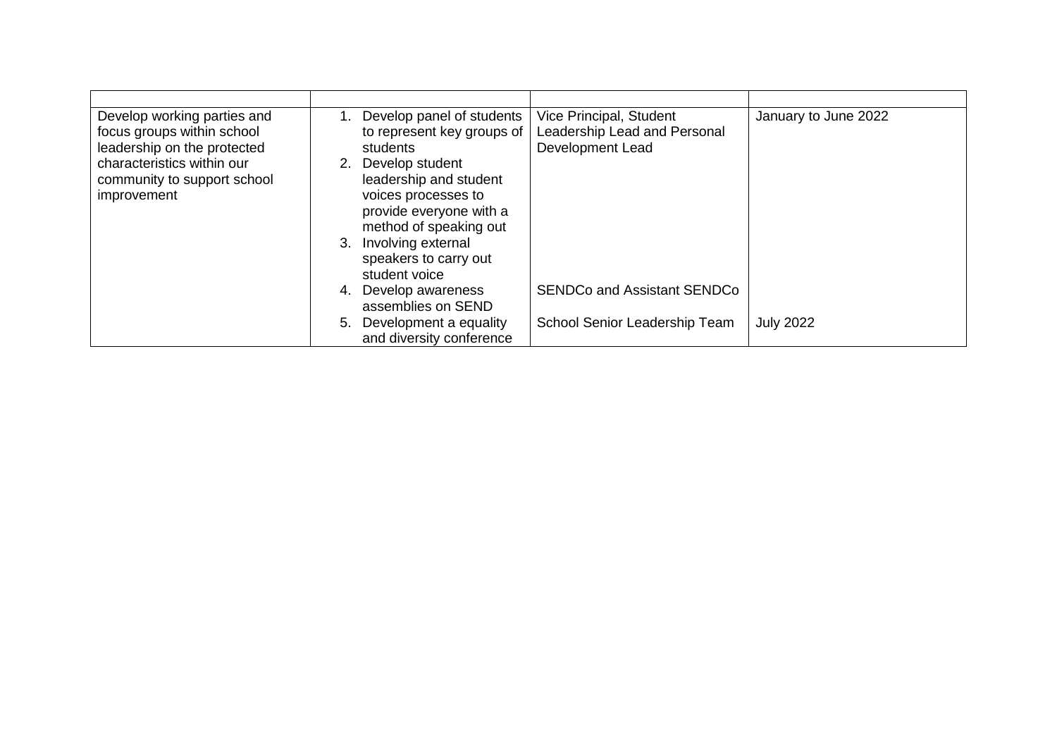| | | | |
|---|---|---|---|
| Develop working parties and focus groups within school leadership on the protected characteristics within our community to support school improvement | 1. Develop panel of students to represent key groups of students<br>2. Develop student leadership and student voices processes to provide everyone with a method of speaking out<br>3. Involving external speakers to carry out student voice | Vice Principal, Student Leadership Lead and Personal Development Lead | January to June 2022 |
| | 4. Develop awareness assemblies on SEND | SENDCo and Assistant SENDCo | |
| | 5. Development a equality and diversity conference | School Senior Leadership Team | July 2022 |